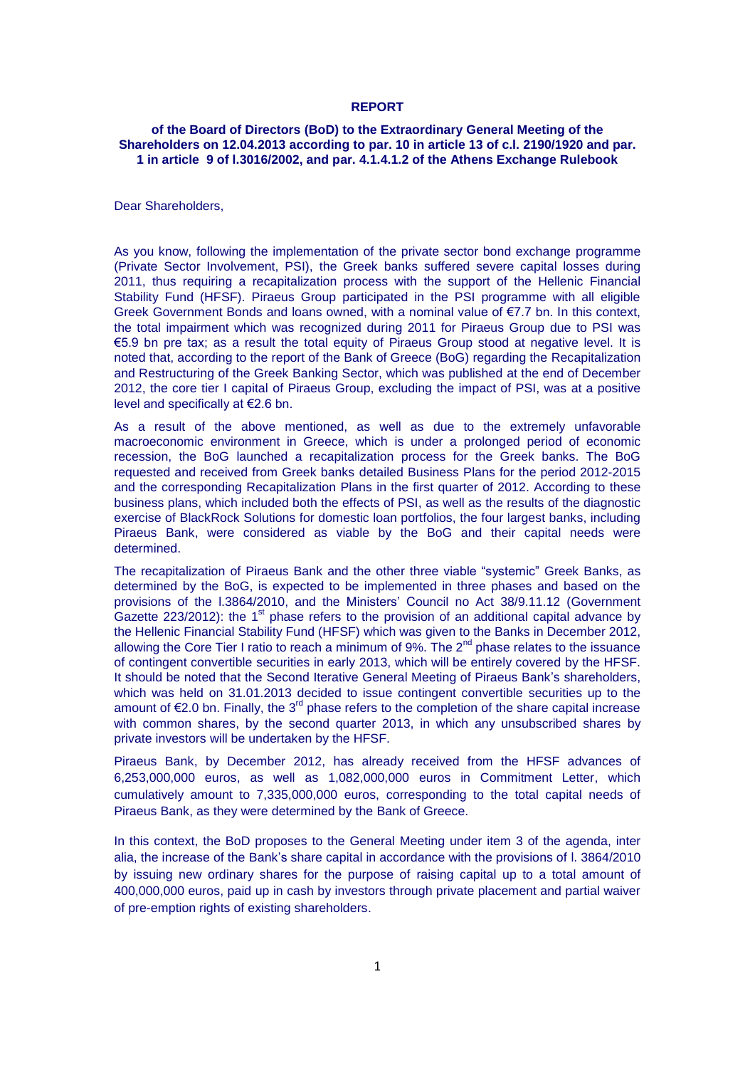**REPORT**

**of the Board of Directors (BoD) to the Extraordinary General Meeting of the Shareholders on 12.04.2013 according to par. 10 in article 13 of c.l. 2190/1920 and par. 1 in article 9 of l.3016/2002, and par. 4.1.4.1.2 of the Athens Exchange Rulebook**

Dear Shareholders,

As you know, following the implementation of the private sector bond exchange programme (Private Sector Involvement, PSI), the Greek banks suffered severe capital losses during 2011, thus requiring a recapitalization process with the support of the Hellenic Financial Stability Fund (HFSF). Piraeus Group participated in the PSI programme with all eligible Greek Government Bonds and loans owned, with a nominal value of €7.7 bn. In this context, the total impairment which was recognized during 2011 for Piraeus Group due to PSI was €5.9 bn pre tax; as a result the total equity of Piraeus Group stood at negative level. It is noted that, according to the report of the Bank of Greece (BoG) regarding the Recapitalization and Restructuring of the Greek Banking Sector, which was published at the end of December 2012, the core tier I capital of Piraeus Group, excluding the impact of PSI, was at a positive level and specifically at €2.6 bn.

As a result of the above mentioned, as well as due to the extremely unfavorable macroeconomic environment in Greece, which is under a prolonged period of economic recession, the BoG launched a recapitalization process for the Greek banks. The BoG requested and received from Greek banks detailed Business Plans for the period 2012-2015 and the corresponding Recapitalization Plans in the first quarter of 2012. According to these business plans, which included both the effects of PSI, as well as the results of the diagnostic exercise of BlackRock Solutions for domestic loan portfolios, the four largest banks, including Piraeus Bank, were considered as viable by the BoG and their capital needs were determined.

The recapitalization of Piraeus Bank and the other three viable "systemic" Greek Banks, as determined by the BoG, is expected to be implemented in three phases and based on the provisions of the l.3864/2010, and the Ministers' Council no Act 38/9.11.12 (Government Gazette 223/2012): the 1st phase refers to the provision of an additional capital advance by the Hellenic Financial Stability Fund (HFSF) which was given to the Banks in December 2012, allowing the Core Tier I ratio to reach a minimum of 9%. The 2nd phase relates to the issuance of contingent convertible securities in early 2013, which will be entirely covered by the HFSF. It should be noted that the Second Iterative General Meeting of Piraeus Bank's shareholders, which was held on 31.01.2013 decided to issue contingent convertible securities up to the amount of €2.0 bn. Finally, the 3rd phase refers to the completion of the share capital increase with common shares, by the second quarter 2013, in which any unsubscribed shares by private investors will be undertaken by the HFSF.

Piraeus Bank, by December 2012, has already received from the HFSF advances of 6,253,000,000 euros, as well as 1,082,000,000 euros in Commitment Letter, which cumulatively amount to 7,335,000,000 euros, corresponding to the total capital needs of Piraeus Bank, as they were determined by the Bank of Greece.

In this context, the BoD proposes to the General Meeting under item 3 of the agenda, inter alia, the increase of the Bank's share capital in accordance with the provisions of l. 3864/2010 by issuing new ordinary shares for the purpose of raising capital up to a total amount of 400,000,000 euros, paid up in cash by investors through private placement and partial waiver of pre-emption rights of existing shareholders.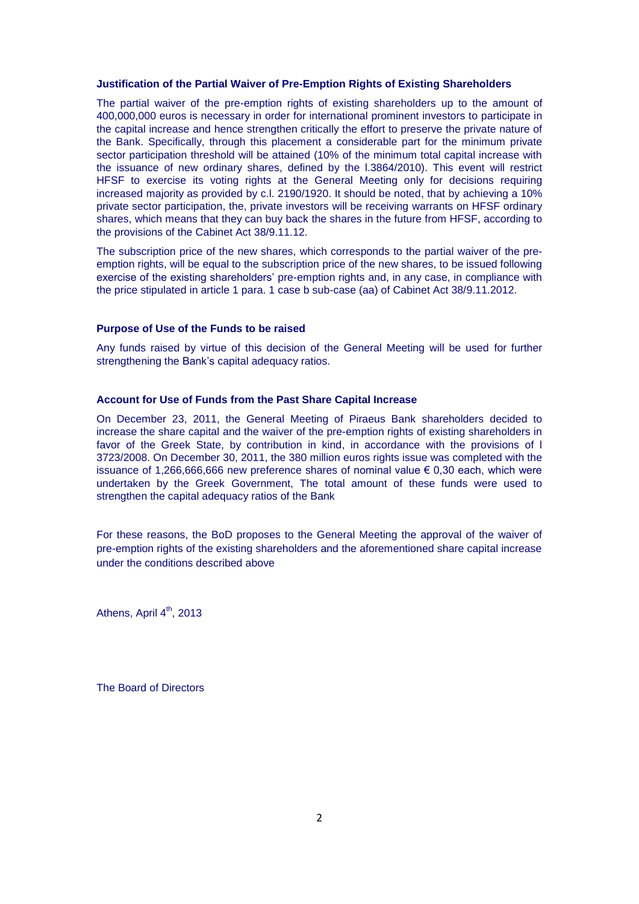**Justification of the Partial Waiver of Pre-Emption Rights of Existing Shareholders**

The partial waiver of the pre-emption rights of existing shareholders up to the amount of 400,000,000 euros is necessary in order for international prominent investors to participate in the capital increase and hence strengthen critically the effort to preserve the private nature of the Bank. Specifically, through this placement a considerable part for the minimum private sector participation threshold will be attained (10% of the minimum total capital increase with the issuance of new ordinary shares, defined by the l.3864/2010). This event will restrict HFSF to exercise its voting rights at the General Meeting only for decisions requiring increased majority as provided by c.l. 2190/1920. It should be noted, that by achieving a 10% private sector participation, the, private investors will be receiving warrants on HFSF ordinary shares, which means that they can buy back the shares in the future from HFSF, according to the provisions of the Cabinet Act 38/9.11.12.

The subscription price of the new shares, which corresponds to the partial waiver of the pre-emption rights, will be equal to the subscription price of the new shares, to be issued following exercise of the existing shareholders' pre-emption rights and, in any case, in compliance with the price stipulated in article 1 para. 1 case b sub-case (aa) of Cabinet Act 38/9.11.2012.

**Purpose of Use of the Funds to be raised**

Any funds raised by virtue of this decision of the General Meeting will be used for further strengthening the Bank's capital adequacy ratios.

**Account for Use of Funds from the Past Share Capital Increase**

On December 23, 2011, the General Meeting of Piraeus Bank shareholders decided to increase the share capital and the waiver of the pre-emption rights of existing shareholders in favor of the Greek State, by contribution in kind, in accordance with the provisions of l 3723/2008. On December 30, 2011, the 380 million euros rights issue was completed with the issuance of 1,266,666,666 new preference shares of nominal value € 0,30 each, which were undertaken by the Greek Government, The total amount of these funds were used to strengthen the capital adequacy ratios of the Bank

For these reasons, the BoD proposes to the General Meeting the approval of the waiver of pre-emption rights of the existing shareholders and the aforementioned share capital increase under the conditions described above

Athens, April 4th, 2013

The Board of Directors